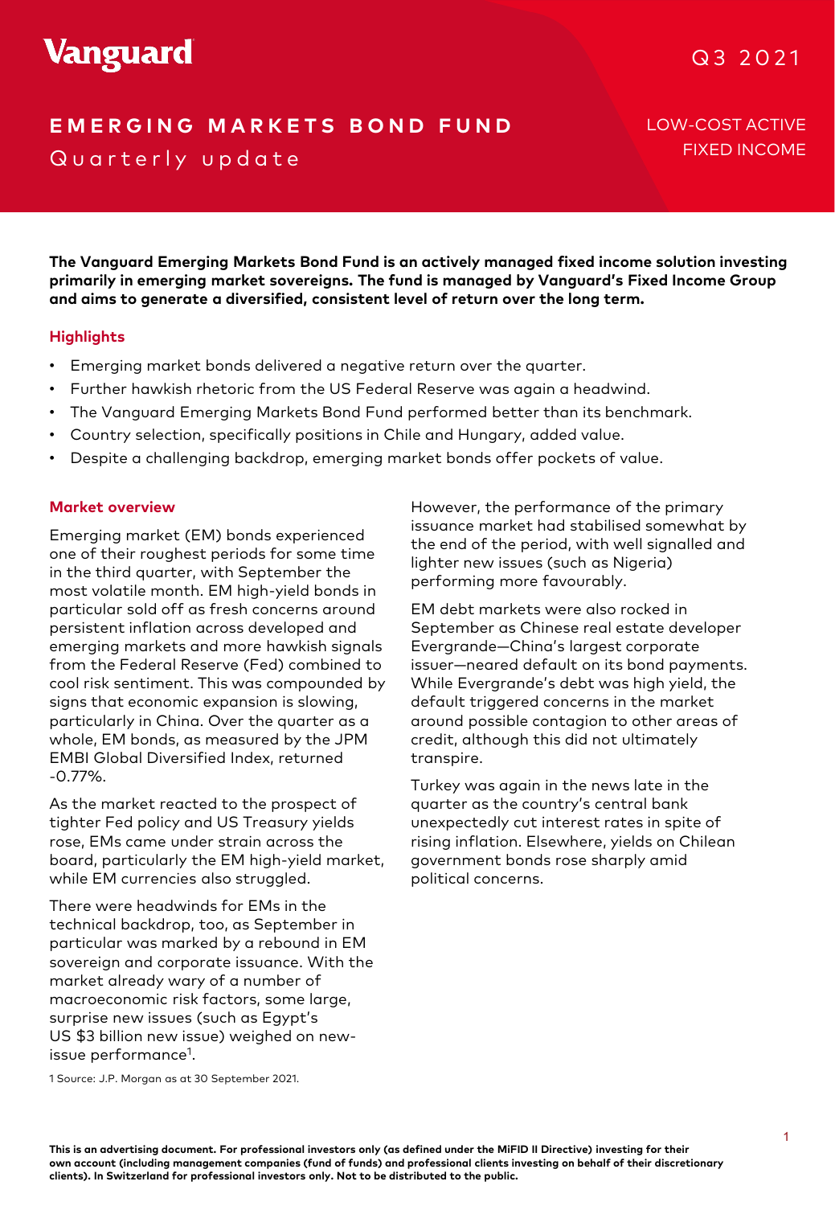Vanguard

Q3 2021

# EMERGING MARKETS BOND FUND

Quarterly update

LOW-COST ACTIVE FIXED INCOME

**The Vanguard Emerging Markets Bond Fund is an actively managed fixed income solution investing primarily in emerging market sovereigns. The fund is managed by Vanguard's Fixed Income Group and aims to generate a diversified, consistent level of return over the long term.**

## Highlights

- Emerging market bonds delivered a negative return over the quarter.
- Further hawkish rhetoric from the US Federal Reserve was again a headwind.
- The Vanguard Emerging Markets Bond Fund performed better than its benchmark.
- Country selection, specifically positions in Chile and Hungary, added value.
- Despite a challenging backdrop, emerging market bonds offer pockets of value.

## Market overview

Emerging market (EM) bonds experienced one of their roughest periods for some time in the third quarter, with September the most volatile month. EM high-yield bonds in particular sold off as fresh concerns around persistent inflation across developed and emerging markets and more hawkish signals from the Federal Reserve (Fed) combined to cool risk sentiment. This was compounded by signs that economic expansion is slowing, particularly in China. Over the quarter as a whole, EM bonds, as measured by the JPM EMBI Global Diversified Index, returned -0.77%.

As the market reacted to the prospect of tighter Fed policy and US Treasury yields rose, EMs came under strain across the board, particularly the EM high-yield market, while EM currencies also struggled.

There were headwinds for EMs in the technical backdrop, too, as September in particular was marked by a rebound in EM sovereign and corporate issuance. With the market already wary of a number of macroeconomic risk factors, some large, surprise new issues (such as Egypt's US $3 billion new issue) weighed on new-issue performance[1].

However, the performance of the primary issuance market had stabilised somewhat by the end of the period, with well signalled and lighter new issues (such as Nigeria) performing more favourably.

EM debt markets were also rocked in September as Chinese real estate developer Evergrande—China's largest corporate issuer—neared default on its bond payments. While Evergrande's debt was high yield, the default triggered concerns in the market around possible contagion to other areas of credit, although this did not ultimately transpire.

Turkey was again in the news late in the quarter as the country's central bank unexpectedly cut interest rates in spite of rising inflation. Elsewhere, yields on Chilean government bonds rose sharply amid political concerns.

1 Source: J.P. Morgan as at 30 September 2021.

**This is an advertising document. For professional investors only (as defined under the MiFID II Directive) investing for their own account (including management companies (fund of funds) and professional clients investing on behalf of their discretionary clients). In Switzerland for professional investors only. Not to be distributed to the public.**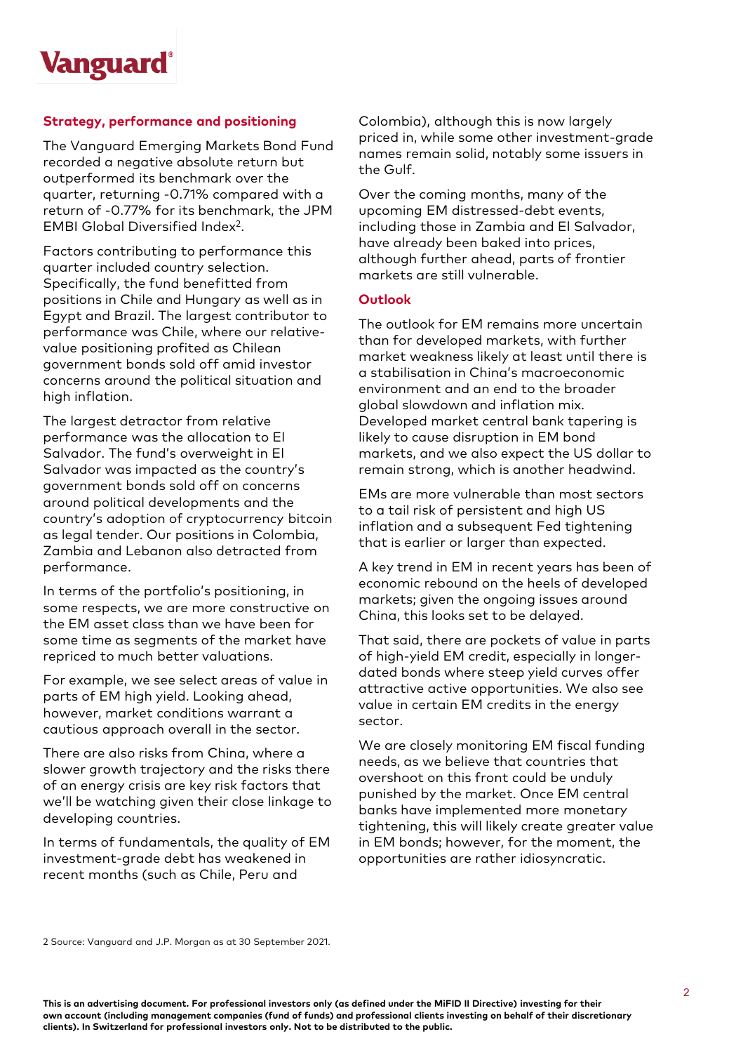## Strategy, performance and positioning

The Vanguard Emerging Markets Bond Fund recorded a negative absolute return but outperformed its benchmark over the quarter, returning -0.71% compared with a return of -0.77% for its benchmark, the JPM EMBI Global Diversified Index[2].

Factors contributing to performance this quarter included country selection. Specifically, the fund benefitted from positions in Chile and Hungary as well as in Egypt and Brazil. The largest contributor to performance was Chile, where our relative-value positioning profited as Chilean government bonds sold off amid investor concerns around the political situation and high inflation.

The largest detractor from relative performance was the allocation to El Salvador. The fund's overweight in El Salvador was impacted as the country's government bonds sold off on concerns around political developments and the country's adoption of cryptocurrency bitcoin as legal tender. Our positions in Colombia, Zambia and Lebanon also detracted from performance.

In terms of the portfolio's positioning, in some respects, we are more constructive on the EM asset class than we have been for some time as segments of the market have repriced to much better valuations.

For example, we see select areas of value in parts of EM high yield. Looking ahead, however, market conditions warrant a cautious approach overall in the sector.

There are also risks from China, where a slower growth trajectory and the risks there of an energy crisis are key risk factors that we'll be watching given their close linkage to developing countries.

In terms of fundamentals, the quality of EM investment-grade debt has weakened in recent months (such as Chile, Peru and Colombia), although this is now largely priced in, while some other investment-grade names remain solid, notably some issuers in the Gulf.

Over the coming months, many of the upcoming EM distressed-debt events, including those in Zambia and El Salvador, have already been baked into prices, although further ahead, parts of frontier markets are still vulnerable.

## Outlook

The outlook for EM remains more uncertain than for developed markets, with further market weakness likely at least until there is a stabilisation in China's macroeconomic environment and an end to the broader global slowdown and inflation mix. Developed market central bank tapering is likely to cause disruption in EM bond markets, and we also expect the US dollar to remain strong, which is another headwind.

EMs are more vulnerable than most sectors to a tail risk of persistent and high US inflation and a subsequent Fed tightening that is earlier or larger than expected.

A key trend in EM in recent years has been of economic rebound on the heels of developed markets; given the ongoing issues around China, this looks set to be delayed.

That said, there are pockets of value in parts of high-yield EM credit, especially in longer-dated bonds where steep yield curves offer attractive active opportunities. We also see value in certain EM credits in the energy sector.

We are closely monitoring EM fiscal funding needs, as we believe that countries that overshoot on this front could be unduly punished by the market. Once EM central banks have implemented more monetary tightening, this will likely create greater value in EM bonds; however, for the moment, the opportunities are rather idiosyncratic.

2 Source: Vanguard and J.P. Morgan as at 30 September 2021.

**This is an advertising document. For professional investors only (as defined under the MiFID II Directive) investing for their own account (including management companies (fund of funds) and professional clients investing on behalf of their discretionary clients). In Switzerland for professional investors only. Not to be distributed to the public.**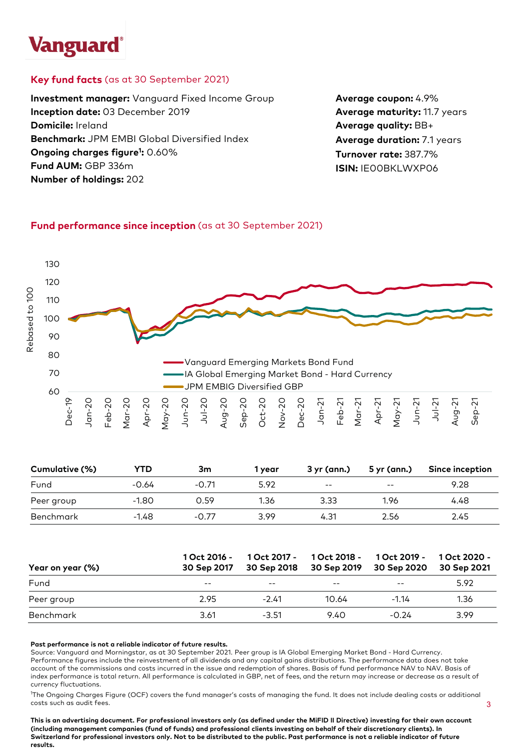**Vanguard**

## Key fund facts (as at 30 September 2021)

**Investment manager:** Vanguard Fixed Income Group
**Inception date:** 03 December 2019
**Domicile:** Ireland
**Benchmark:** JPM EMBI Global Diversified Index
**Ongoing charges figure[1]:** 0.60%
**Fund AUM:** GBP 336m
**Number of holdings:** 202

**Average coupon:** 4.9%
**Average maturity:** 11.7 years
**Average quality:** BB+
**Average duration:** 7.1 years
**Turnover rate:** 387.7%
**ISIN:** IE00BKLWXP06

## Fund performance since inception (as at 30 September 2021)

Rebased to 100

Legend: Vanguard Emerging Markets Bond Fund; IA Global Emerging Market Bond - Hard Currency; JPM EMBIG Diversified GBP

| Cumulative (%) | YTD | 3m | 1 year | 3 yr (ann.) | 5 yr (ann.) | Since inception |
|---|---|---|---|---|---|---|
| Fund | -0.64 | -0.71 | 5.92 | -- | -- | 9.28 |
| Peer group | -1.80 | 0.59 | 1.36 | 3.33 | 1.96 | 4.48 |
| Benchmark | -1.48 | -0.77 | 3.99 | 4.31 | 2.56 | 2.45 |

| Year on year (%) | 1 Oct 2016 - 30 Sep 2017 | 1 Oct 2017 - 30 Sep 2018 | 1 Oct 2018 - 30 Sep 2019 | 1 Oct 2019 - 30 Sep 2020 | 1 Oct 2020 - 30 Sep 2021 |
|---|---|---|---|---|---|
| Fund | -- | -- | -- | -- | 5.92 |
| Peer group | 2.95 | -2.41 | 10.64 | -1.14 | 1.36 |
| Benchmark | 3.61 | -3.51 | 9.40 | -0.24 | 3.99 |

**Past performance is not a reliable indicator of future results.**
Source: Vanguard and Morningstar, as at 30 September 2021. Peer group is IA Global Emerging Market Bond - Hard Currency. Performance figures include the reinvestment of all dividends and any capital gains distributions. The performance data does not take account of the commissions and costs incurred in the issue and redemption of shares. Basis of fund performance NAV to NAV. Basis of index performance is total return. All performance is calculated in GBP, net of fees, and the return may increase or decrease as a result of currency fluctuations.

[1]The Ongoing Charges Figure (OCF) covers the fund manager's costs of managing the fund. It does not include dealing costs or additional costs such as audit fees.

**This is an advertising document. For professional investors only (as defined under the MiFID II Directive) investing for their own account (including management companies (fund of funds) and professional clients investing on behalf of their discretionary clients). In Switzerland for professional investors only. Not to be distributed to the public. Past performance is not a reliable indicator of future results.**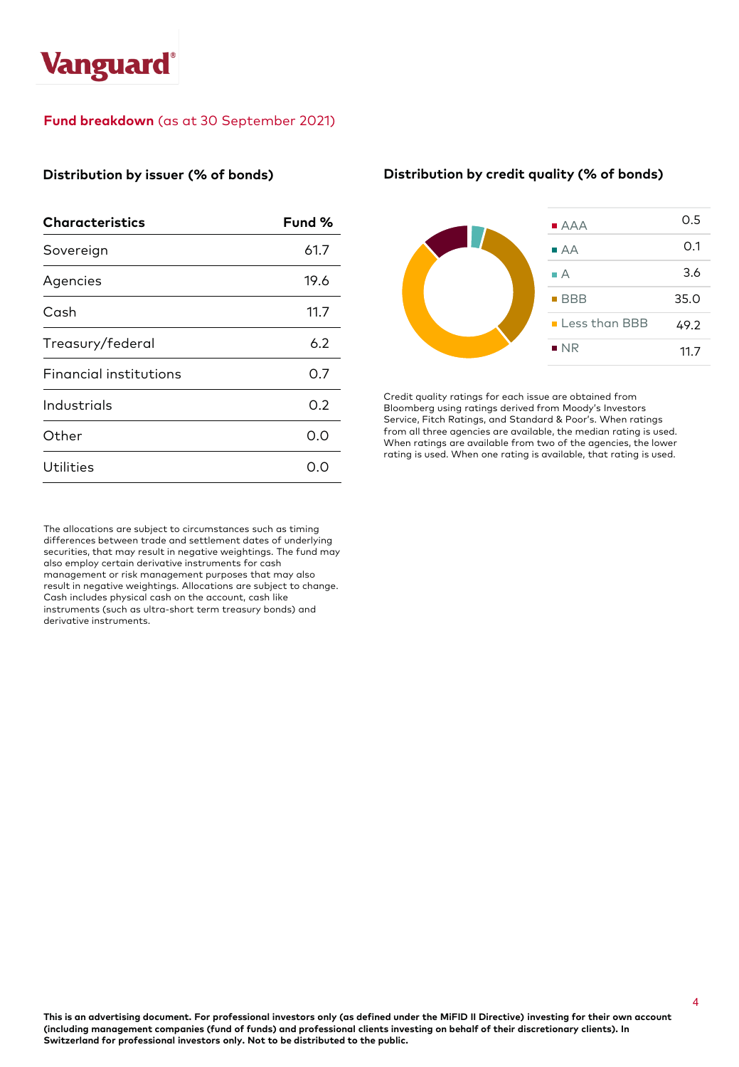## **Fund breakdown** (as at 30 September 2021)

### Distribution by issuer (% of bonds)

| Characteristics | Fund % |
|---|---|
| Sovereign | 61.7 |
| Agencies | 19.6 |
| Cash | 11.7 |
| Treasury/federal | 6.2 |
| Financial institutions | 0.7 |
| Industrials | 0.2 |
| Other | 0.0 |
| Utilities | 0.0 |

The allocations are subject to circumstances such as timing differences between trade and settlement dates of underlying securities, that may result in negative weightings. The fund may also employ certain derivative instruments for cash management or risk management purposes that may also result in negative weightings. Allocations are subject to change. Cash includes physical cash on the account, cash like instruments (such as ultra-short term treasury bonds) and derivative instruments.

### Distribution by credit quality (% of bonds)

| | |
|---|---|
| AAA | 0.5 |
| AA | 0.1 |
| A | 3.6 |
| BBB | 35.0 |
| Less than BBB | 49.2 |
| NR | 11.7 |

Credit quality ratings for each issue are obtained from Bloomberg using ratings derived from Moody's Investors Service, Fitch Ratings, and Standard & Poor's. When ratings from all three agencies are available, the median rating is used. When ratings are available from two of the agencies, the lower rating is used. When one rating is available, that rating is used.

**This is an advertising document. For professional investors only (as defined under the MiFID II Directive) investing for their own account (including management companies (fund of funds) and professional clients investing on behalf of their discretionary clients). In Switzerland for professional investors only. Not to be distributed to the public.**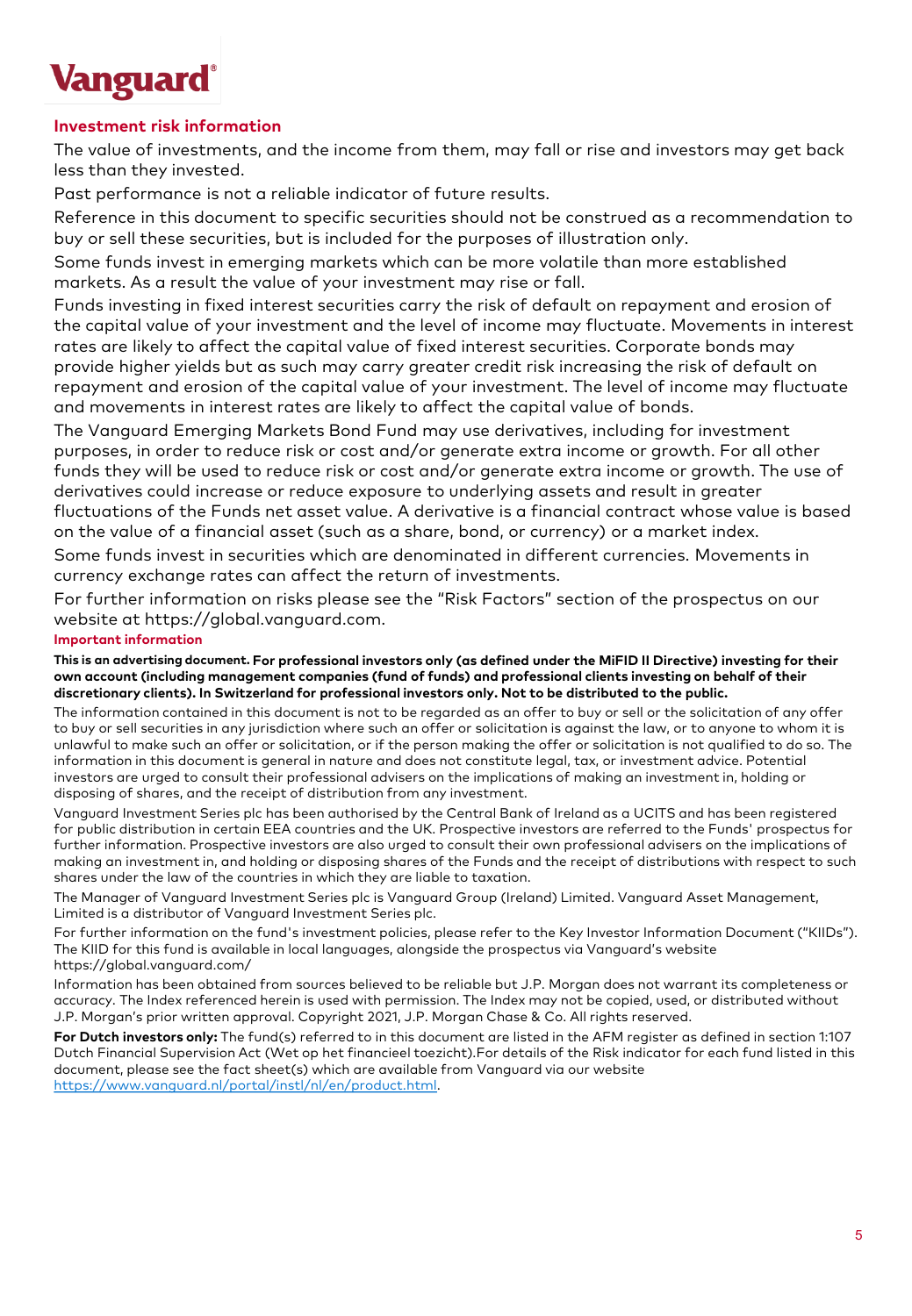**Vanguard**®

## Investment risk information

The value of investments, and the income from them, may fall or rise and investors may get back less than they invested.

Past performance is not a reliable indicator of future results.

Reference in this document to specific securities should not be construed as a recommendation to buy or sell these securities, but is included for the purposes of illustration only.

Some funds invest in emerging markets which can be more volatile than more established markets. As a result the value of your investment may rise or fall.

Funds investing in fixed interest securities carry the risk of default on repayment and erosion of the capital value of your investment and the level of income may fluctuate. Movements in interest rates are likely to affect the capital value of fixed interest securities. Corporate bonds may provide higher yields but as such may carry greater credit risk increasing the risk of default on repayment and erosion of the capital value of your investment. The level of income may fluctuate and movements in interest rates are likely to affect the capital value of bonds.

The Vanguard Emerging Markets Bond Fund may use derivatives, including for investment purposes, in order to reduce risk or cost and/or generate extra income or growth. For all other funds they will be used to reduce risk or cost and/or generate extra income or growth. The use of derivatives could increase or reduce exposure to underlying assets and result in greater fluctuations of the Funds net asset value. A derivative is a financial contract whose value is based on the value of a financial asset (such as a share, bond, or currency) or a market index.

Some funds invest in securities which are denominated in different currencies. Movements in currency exchange rates can affect the return of investments.

For further information on risks please see the "Risk Factors" section of the prospectus on our website at https://global.vanguard.com.

### Important information

**This is an advertising document. For professional investors only (as defined under the MiFID II Directive) investing for their own account (including management companies (fund of funds) and professional clients investing on behalf of their discretionary clients). In Switzerland for professional investors only. Not to be distributed to the public.**

The information contained in this document is not to be regarded as an offer to buy or sell or the solicitation of any offer to buy or sell securities in any jurisdiction where such an offer or solicitation is against the law, or to anyone to whom it is unlawful to make such an offer or solicitation, or if the person making the offer or solicitation is not qualified to do so. The information in this document is general in nature and does not constitute legal, tax, or investment advice. Potential investors are urged to consult their professional advisers on the implications of making an investment in, holding or disposing of shares, and the receipt of distribution from any investment.

Vanguard Investment Series plc has been authorised by the Central Bank of Ireland as a UCITS and has been registered for public distribution in certain EEA countries and the UK. Prospective investors are referred to the Funds' prospectus for further information. Prospective investors are also urged to consult their own professional advisers on the implications of making an investment in, and holding or disposing shares of the Funds and the receipt of distributions with respect to such shares under the law of the countries in which they are liable to taxation.

The Manager of Vanguard Investment Series plc is Vanguard Group (Ireland) Limited. Vanguard Asset Management, Limited is a distributor of Vanguard Investment Series plc.

For further information on the fund's investment policies, please refer to the Key Investor Information Document ("KIIDs"). The KIID for this fund is available in local languages, alongside the prospectus via Vanguard's website https://global.vanguard.com/

Information has been obtained from sources believed to be reliable but J.P. Morgan does not warrant its completeness or accuracy. The Index referenced herein is used with permission. The Index may not be copied, used, or distributed without J.P. Morgan's prior written approval. Copyright 2021, J.P. Morgan Chase & Co. All rights reserved.

**For Dutch investors only:** The fund(s) referred to in this document are listed in the AFM register as defined in section 1:107 Dutch Financial Supervision Act (Wet op het financieel toezicht).For details of the Risk indicator for each fund listed in this document, please see the fact sheet(s) which are available from Vanguard via our website [https://www.vanguard.nl/portal/instl/nl/en/product.html](https://www.vanguard.nl/portal/instl/nl/en/product.html).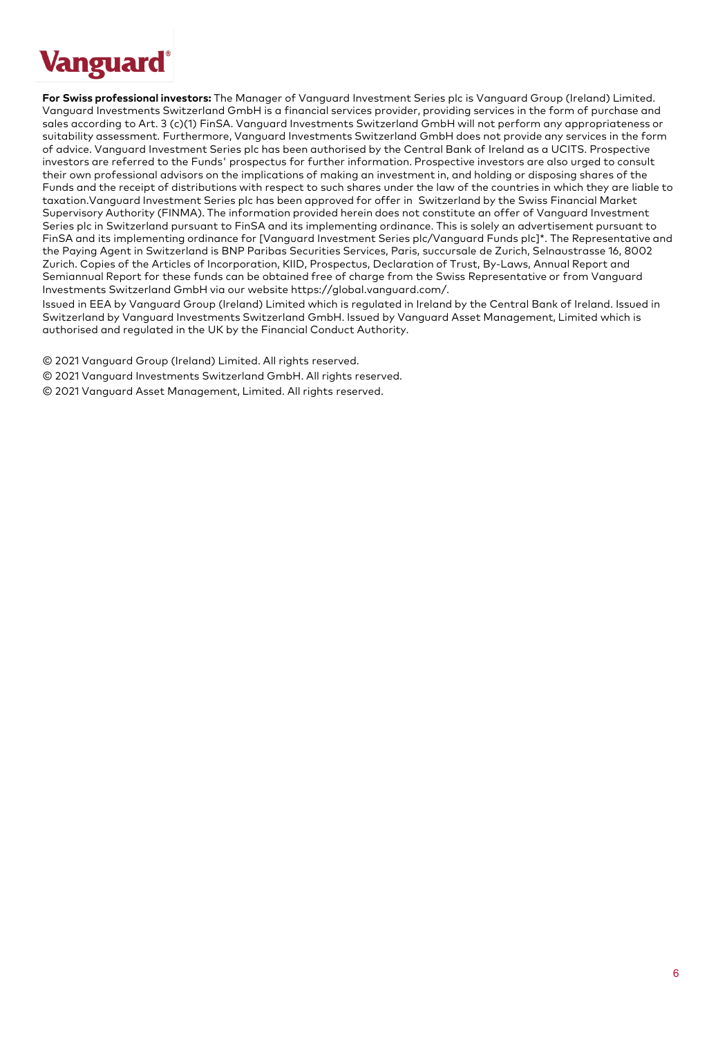**For Swiss professional investors:** The Manager of Vanguard Investment Series plc is Vanguard Group (Ireland) Limited. Vanguard Investments Switzerland GmbH is a financial services provider, providing services in the form of purchase and sales according to Art. 3 (c)(1) FinSA. Vanguard Investments Switzerland GmbH will not perform any appropriateness or suitability assessment. Furthermore, Vanguard Investments Switzerland GmbH does not provide any services in the form of advice. Vanguard Investment Series plc has been authorised by the Central Bank of Ireland as a UCITS. Prospective investors are referred to the Funds' prospectus for further information. Prospective investors are also urged to consult their own professional advisors on the implications of making an investment in, and holding or disposing shares of the Funds and the receipt of distributions with respect to such shares under the law of the countries in which they are liable to taxation.Vanguard Investment Series plc has been approved for offer in Switzerland by the Swiss Financial Market Supervisory Authority (FINMA). The information provided herein does not constitute an offer of Vanguard Investment Series plc in Switzerland pursuant to FinSA and its implementing ordinance. This is solely an advertisement pursuant to FinSA and its implementing ordinance for [Vanguard Investment Series plc/Vanguard Funds plc]*. The Representative and the Paying Agent in Switzerland is BNP Paribas Securities Services, Paris, succursale de Zurich, Selnaustrasse 16, 8002 Zurich. Copies of the Articles of Incorporation, KIID, Prospectus, Declaration of Trust, By-Laws, Annual Report and Semiannual Report for these funds can be obtained free of charge from the Swiss Representative or from Vanguard Investments Switzerland GmbH via our website https://global.vanguard.com/.

Issued in EEA by Vanguard Group (Ireland) Limited which is regulated in Ireland by the Central Bank of Ireland. Issued in Switzerland by Vanguard Investments Switzerland GmbH. Issued by Vanguard Asset Management, Limited which is authorised and regulated in the UK by the Financial Conduct Authority.

© 2021 Vanguard Group (Ireland) Limited. All rights reserved.

© 2021 Vanguard Investments Switzerland GmbH. All rights reserved.

© 2021 Vanguard Asset Management, Limited. All rights reserved.